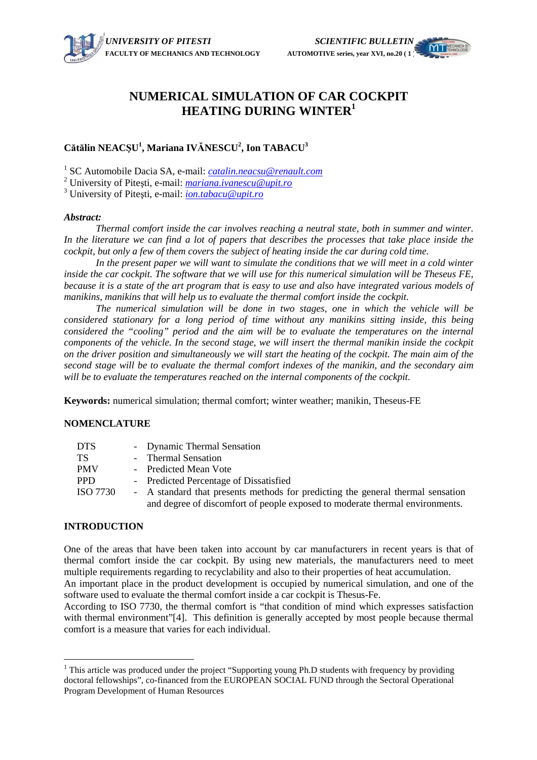# NUMERICAL SIMULATION OF CAR COCKPIT HEATING DURING WINTER[1]

**Cătălin NEACŞU[1], Mariana IVĂNESCU[2], Ion TABACU[3]**

[1] SC Automobile Dacia SA, e-mail: catalin.neacsu@renault.com
[2] University of Piteşti, e-mail: mariana.ivanescu@upit.ro
[3] University of Piteşti, e-mail: ion.tabacu@upit.ro

***Abstract:***

*Thermal comfort inside the car involves reaching a neutral state, both in summer and winter. In the literature we can find a lot of papers that describes the processes that take place inside the cockpit, but only a few of them covers the subject of heating inside the car during cold time.*

*In the present paper we will want to simulate the conditions that we will meet in a cold winter inside the car cockpit. The software that we will use for this numerical simulation will be Theseus FE, because it is a state of the art program that is easy to use and also have integrated various models of manikins, manikins that will help us to evaluate the thermal comfort inside the cockpit.*

*The numerical simulation will be done in two stages, one in which the vehicle will be considered stationary for a long period of time without any manikins sitting inside, this being considered the "cooling" period and the aim will be to evaluate the temperatures on the internal components of the vehicle. In the second stage, we will insert the thermal manikin inside the cockpit on the driver position and simultaneously we will start the heating of the cockpit. The main aim of the second stage will be to evaluate the thermal comfort indexes of the manikin, and the secondary aim will be to evaluate the temperatures reached on the internal components of the cockpit.*

**Keywords:** numerical simulation; thermal comfort; winter weather; manikin, Theseus-FE

## NOMENCLATURE

| | | |
|---|---|---|
| DTS | - | Dynamic Thermal Sensation |
| TS | - | Thermal Sensation |
| PMV | - | Predicted Mean Vote |
| PPD | - | Predicted Percentage of Dissatisfied |
| ISO 7730 | - | A standard that presents methods for predicting the general thermal sensation and degree of discomfort of people exposed to moderate thermal environments. |

## INTRODUCTION

One of the areas that have been taken into account by car manufacturers in recent years is that of thermal comfort inside the car cockpit. By using new materials, the manufacturers need to meet multiple requirements regarding to recyclability and also to their properties of heat accumulation.

An important place in the product development is occupied by numerical simulation, and one of the software used to evaluate the thermal comfort inside a car cockpit is Thesus-Fe.

According to ISO 7730, the thermal comfort is "that condition of mind which expresses satisfaction with thermal environment"[4]. This definition is generally accepted by most people because thermal comfort is a measure that varies for each individual.

---

[1] This article was produced under the project "Supporting young Ph.D students with frequency by providing doctoral fellowships", co-financed from the EUROPEAN SOCIAL FUND through the Sectoral Operational Program Development of Human Resources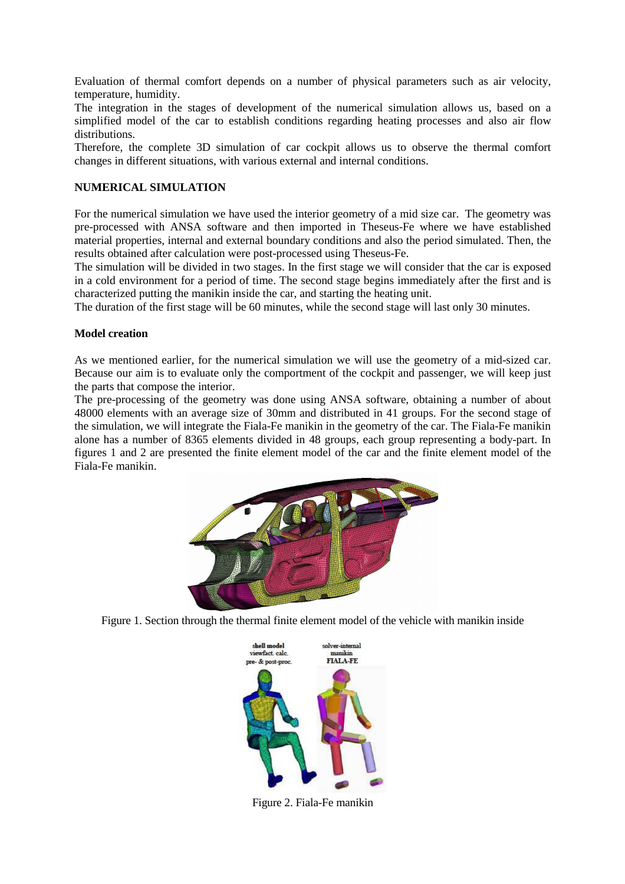Evaluation of thermal comfort depends on a number of physical parameters such as air velocity, temperature, humidity.

The integration in the stages of development of the numerical simulation allows us, based on a simplified model of the car to establish conditions regarding heating processes and also air flow distributions.

Therefore, the complete 3D simulation of car cockpit allows us to observe the thermal comfort changes in different situations, with various external and internal conditions.

## NUMERICAL SIMULATION

For the numerical simulation we have used the interior geometry of a mid size car. The geometry was pre-processed with ANSA software and then imported in Theseus-Fe where we have established material properties, internal and external boundary conditions and also the period simulated. Then, the results obtained after calculation were post-processed using Theseus-Fe.

The simulation will be divided in two stages. In the first stage we will consider that the car is exposed in a cold environment for a period of time. The second stage begins immediately after the first and is characterized putting the manikin inside the car, and starting the heating unit.

The duration of the first stage will be 60 minutes, while the second stage will last only 30 minutes.

### Model creation

As we mentioned earlier, for the numerical simulation we will use the geometry of a mid-sized car. Because our aim is to evaluate only the comportment of the cockpit and passenger, we will keep just the parts that compose the interior.

The pre-processing of the geometry was done using ANSA software, obtaining a number of about 48000 elements with an average size of 30mm and distributed in 41 groups. For the second stage of the simulation, we will integrate the Fiala-Fe manikin in the geometry of the car. The Fiala-Fe manikin alone has a number of 8365 elements divided in 48 groups, each group representing a body-part. In figures 1 and 2 are presented the finite element model of the car and the finite element model of the Fiala-Fe manikin.

Figure 1. Section through the thermal finite element model of the vehicle with manikin inside

Figure 2. Fiala-Fe manikin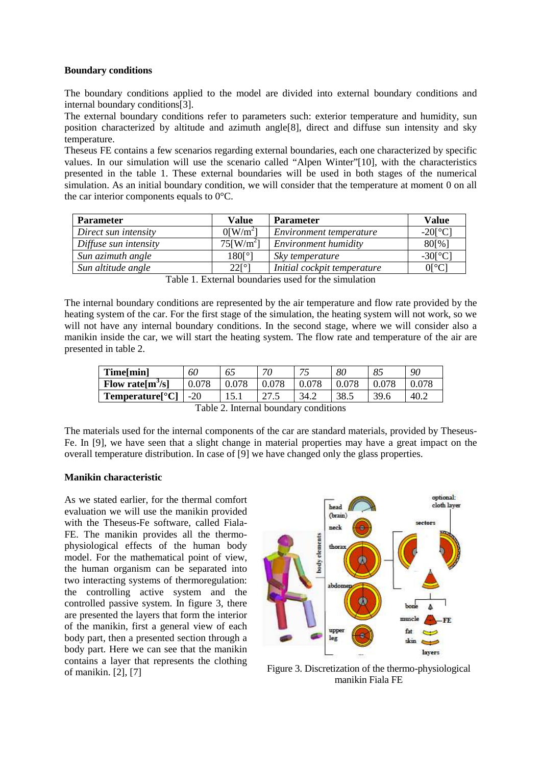**Boundary conditions**

The boundary conditions applied to the model are divided into external boundary conditions and internal boundary conditions[3].

The external boundary conditions refer to parameters such: exterior temperature and humidity, sun position characterized by altitude and azimuth angle[8], direct and diffuse sun intensity and sky temperature.

Theseus FE contains a few scenarios regarding external boundaries, each one characterized by specific values. In our simulation will use the scenario called "Alpen Winter"[10], with the characteristics presented in the table 1. These external boundaries will be used in both stages of the numerical simulation. As an initial boundary condition, we will consider that the temperature at moment 0 on all the car interior components equals to 0°C.

| Parameter | Value | Parameter | Value |
|---|---|---|---|
| *Direct sun intensity* | 0[W/m$^2$] | *Environment temperature* | -20[°C] |
| *Diffuse sun intensity* | 75[W/m$^2$] | *Environment humidity* | 80[%] |
| *Sun azimuth angle* | 180[°] | *Sky temperature* | -30[°C] |
| *Sun altitude angle* | 22[°] | *Initial cockpit temperature* | 0[°C] |

Table 1. External boundaries used for the simulation

The internal boundary conditions are represented by the air temperature and flow rate provided by the heating system of the car. For the first stage of the simulation, the heating system will not work, so we will not have any internal boundary conditions. In the second stage, where we will consider also a manikin inside the car, we will start the heating system. The flow rate and temperature of the air are presented in table 2.

| **Time[min]** | *60* | *65* | *70* | *75* | *80* | *85* | *90* |
|---|---|---|---|---|---|---|---|
| **Flow rate[m$^3$/s]** | 0.078 | 0.078 | 0.078 | 0.078 | 0.078 | 0.078 | 0.078 |
| **Temperature[°C]** | -20 | 15.1 | 27.5 | 34.2 | 38.5 | 39.6 | 40.2 |

Table 2. Internal boundary conditions

The materials used for the internal components of the car are standard materials, provided by Theseus-Fe. In [9], we have seen that a slight change in material properties may have a great impact on the overall temperature distribution. In case of [9] we have changed only the glass properties.

**Manikin characteristic**

As we stated earlier, for the thermal comfort evaluation we will use the manikin provided with the Theseus-Fe software, called Fiala-FE. The manikin provides all the thermo-physiological effects of the human body model. For the mathematical point of view, the human organism can be separated into two interacting systems of thermoregulation: the controlling active system and the controlled passive system. In figure 3, there are presented the layers that form the interior of the manikin, first a general view of each body part, then a presented section through a body part. Here we can see that the manikin contains a layer that represents the clothing of manikin. [2], [7]

Figure 3. Discretization of the thermo-physiological manikin Fiala FE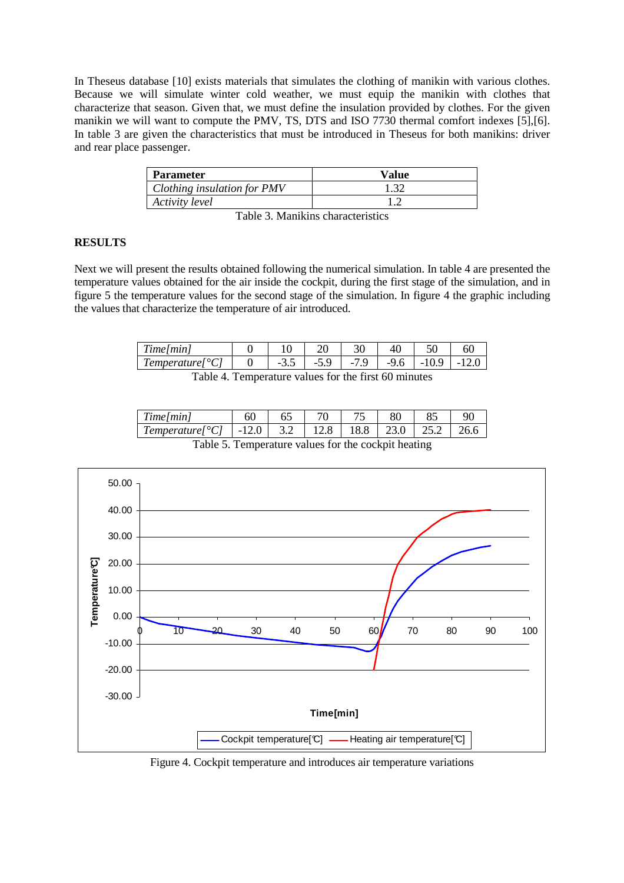In Theseus database [10] exists materials that simulates the clothing of manikin with various clothes. Because we will simulate winter cold weather, we must equip the manikin with clothes that characterize that season. Given that, we must define the insulation provided by clothes. For the given manikin we will want to compute the PMV, TS, DTS and ISO 7730 thermal comfort indexes [5],[6]. In table 3 are given the characteristics that must be introduced in Theseus for both manikins: driver and rear place passenger.

| Parameter | Value |
|---|---|
| *Clothing insulation for PMV* | 1.32 |
| *Activity level* | 1.2 |

Table 3. Manikins characteristics

## RESULTS

Next we will present the results obtained following the numerical simulation. In table 4 are presented the temperature values obtained for the air inside the cockpit, during the first stage of the simulation, and in figure 5 the temperature values for the second stage of the simulation. In figure 4 the graphic including the values that characterize the temperature of air introduced.

| *Time[min]* | 0 | 10 | 20 | 30 | 40 | 50 | 60 |
|---|---|---|---|---|---|---|---|
| *Temperature[°C]* | 0 | -3.5 | -5.9 | -7.9 | -9.6 | -10.9 | -12.0 |

Table 4. Temperature values for the first 60 minutes

| *Time[min]* | 60 | 65 | 70 | 75 | 80 | 85 | 90 |
|---|---|---|---|---|---|---|---|
| *Temperature[°C]* | -12.0 | 3.2 | 12.8 | 18.8 | 23.0 | 25.2 | 26.6 |

Table 5. Temperature values for the cockpit heating

Figure 4. Cockpit temperature and introduces air temperature variations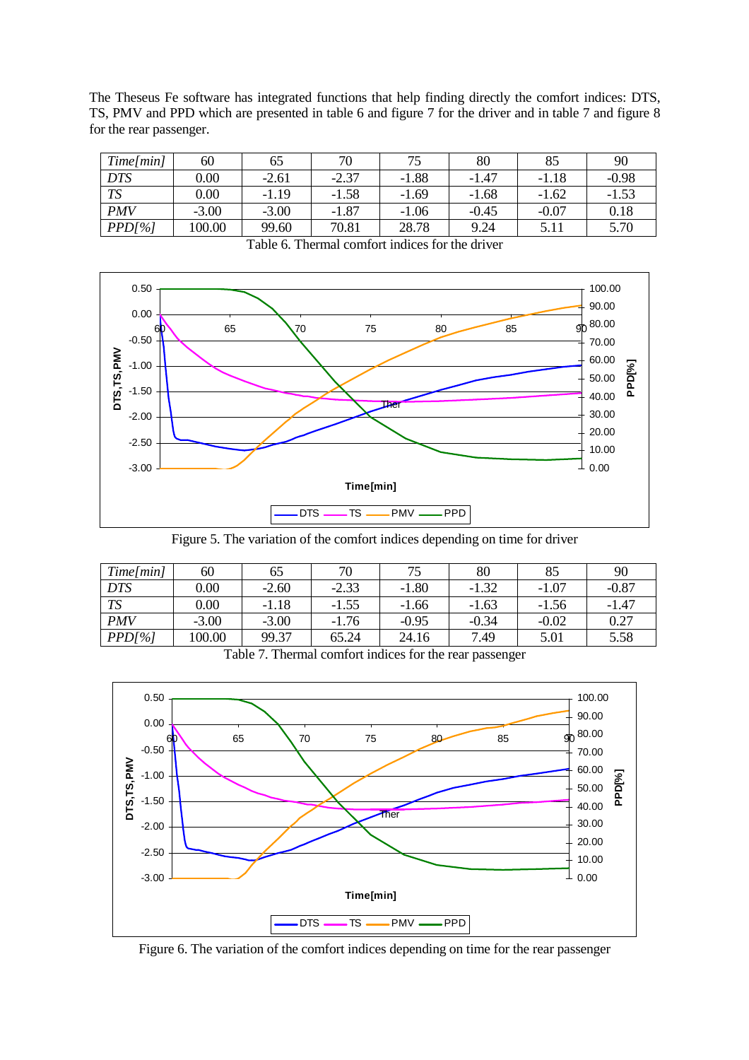The Theseus Fe software has integrated functions that help finding directly the comfort indices: DTS, TS, PMV and PPD which are presented in table 6 and figure 7 for the driver and in table 7 and figure 8 for the rear passenger.

| *Time[min]* | 60 | 65 | 70 | 75 | 80 | 85 | 90 |
|---|---|---|---|---|---|---|---|
| *DTS* | 0.00 | -2.61 | -2.37 | -1.88 | -1.47 | -1.18 | -0.98 |
| *TS* | 0.00 | -1.19 | -1.58 | -1.69 | -1.68 | -1.62 | -1.53 |
| *PMV* | -3.00 | -3.00 | -1.87 | -1.06 | -0.45 | -0.07 | 0.18 |
| *PPD[%]* | 100.00 | 99.60 | 70.81 | 28.78 | 9.24 | 5.11 | 5.70 |

Table 6. Thermal comfort indices for the driver

Figure 5. The variation of the comfort indices depending on time for driver

| *Time[min]* | 60 | 65 | 70 | 75 | 80 | 85 | 90 |
|---|---|---|---|---|---|---|---|
| *DTS* | 0.00 | -2.60 | -2.33 | -1.80 | -1.32 | -1.07 | -0.87 |
| *TS* | 0.00 | -1.18 | -1.55 | -1.66 | -1.63 | -1.56 | -1.47 |
| *PMV* | -3.00 | -3.00 | -1.76 | -0.95 | -0.34 | -0.02 | 0.27 |
| *PPD[%]* | 100.00 | 99.37 | 65.24 | 24.16 | 7.49 | 5.01 | 5.58 |

Table 7. Thermal comfort indices for the rear passenger

Figure 6. The variation of the comfort indices depending on time for the rear passenger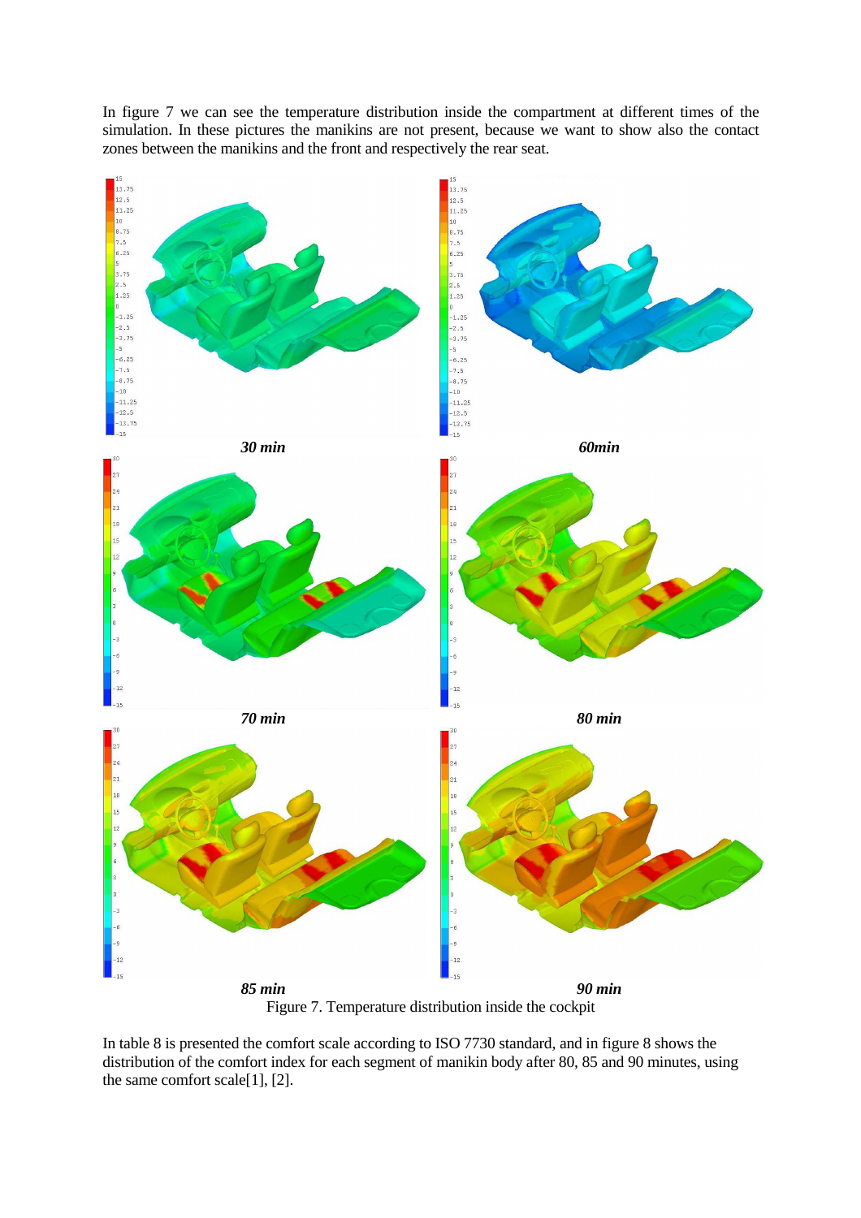In figure 7 we can see the temperature distribution inside the compartment at different times of the simulation. In these pictures the manikins are not present, because we want to show also the contact zones between the manikins and the front and respectively the rear seat.

*30 min* *60min*

*70 min* *80 min*

*85 min* *90 min*

Figure 7. Temperature distribution inside the cockpit

In table 8 is presented the comfort scale according to ISO 7730 standard, and in figure 8 shows the distribution of the comfort index for each segment of manikin body after 80, 85 and 90 minutes, using the same comfort scale[1], [2].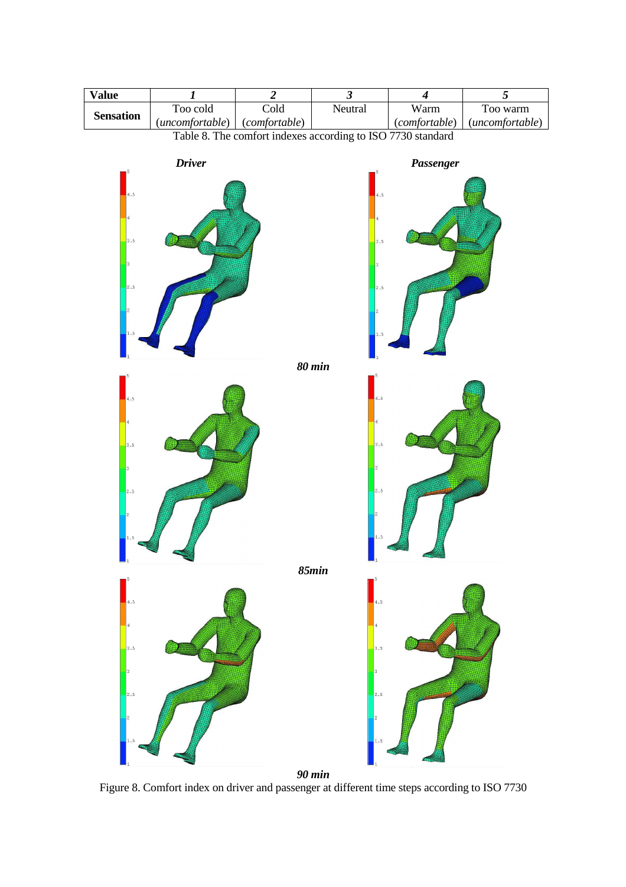| **Value** | ***1*** | ***2*** | ***3*** | ***4*** | ***5*** |
|---|---|---|---|---|---|
| **Sensation** | Too cold (*uncomfortable*) | Cold (*comfortable*) | Neutral | Warm (*comfortable*) | Too warm (*uncomfortable*) |

Table 8. The comfort indexes according to ISO 7730 standard

***Driver*** ***Passenger***

***80 min***

***85min***

***90 min***

Figure 8. Comfort index on driver and passenger at different time steps according to ISO 7730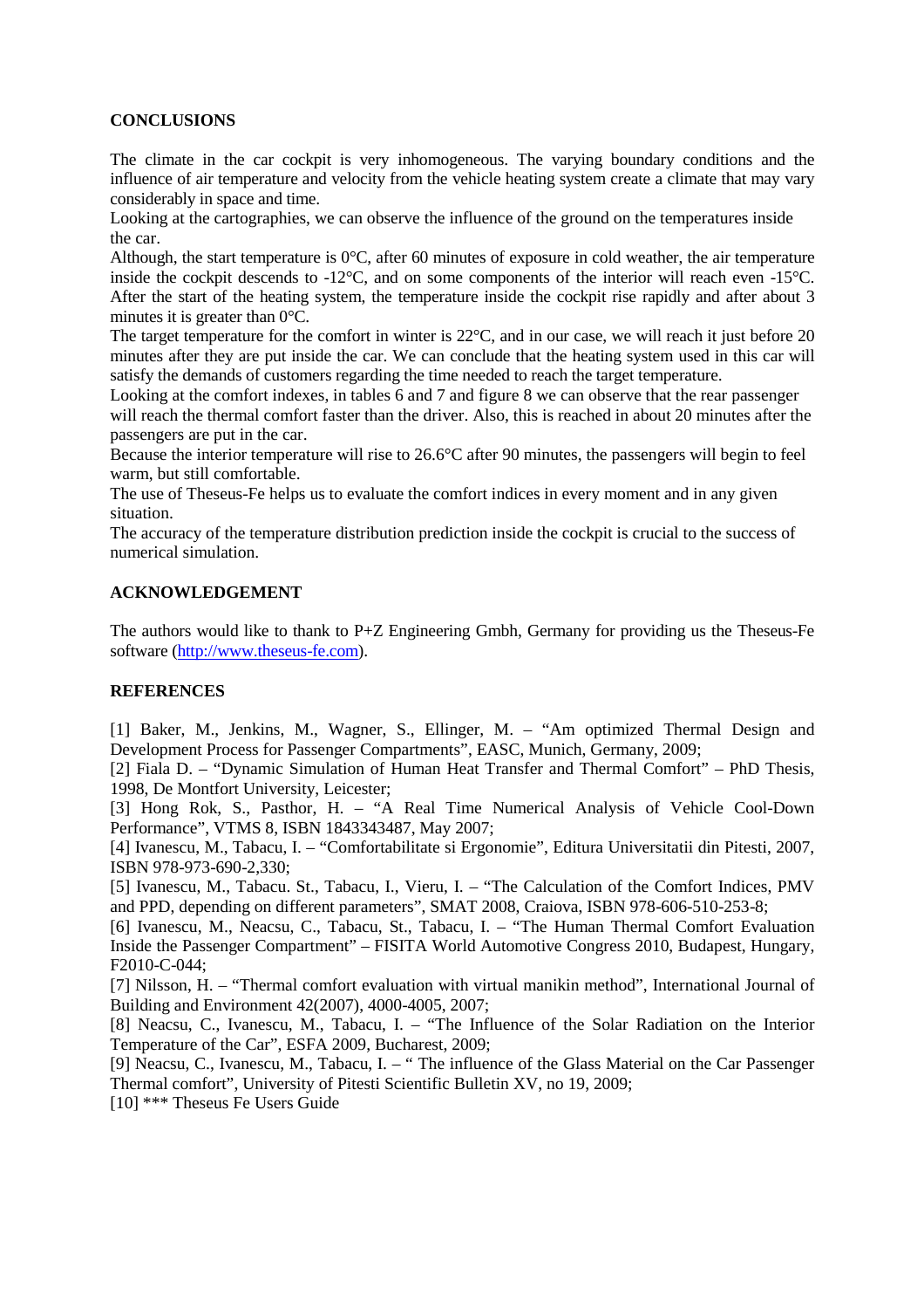## CONCLUSIONS

The climate in the car cockpit is very inhomogeneous. The varying boundary conditions and the influence of air temperature and velocity from the vehicle heating system create a climate that may vary considerably in space and time.

Looking at the cartographies, we can observe the influence of the ground on the temperatures inside the car.

Although, the start temperature is 0°C, after 60 minutes of exposure in cold weather, the air temperature inside the cockpit descends to -12°C, and on some components of the interior will reach even -15°C. After the start of the heating system, the temperature inside the cockpit rise rapidly and after about 3 minutes it is greater than 0°C.

The target temperature for the comfort in winter is 22°C, and in our case, we will reach it just before 20 minutes after they are put inside the car. We can conclude that the heating system used in this car will satisfy the demands of customers regarding the time needed to reach the target temperature.

Looking at the comfort indexes, in tables 6 and 7 and figure 8 we can observe that the rear passenger will reach the thermal comfort faster than the driver. Also, this is reached in about 20 minutes after the passengers are put in the car.

Because the interior temperature will rise to 26.6°C after 90 minutes, the passengers will begin to feel warm, but still comfortable.

The use of Theseus-Fe helps us to evaluate the comfort indices in every moment and in any given situation.

The accuracy of the temperature distribution prediction inside the cockpit is crucial to the success of numerical simulation.

## ACKNOWLEDGEMENT

The authors would like to thank to P+Z Engineering Gmbh, Germany for providing us the Theseus-Fe software (http://www.theseus-fe.com).

## REFERENCES

[1] Baker, M., Jenkins, M., Wagner, S., Ellinger, M. – "Am optimized Thermal Design and Development Process for Passenger Compartments", EASC, Munich, Germany, 2009;

[2] Fiala D. – "Dynamic Simulation of Human Heat Transfer and Thermal Comfort" – PhD Thesis, 1998, De Montfort University, Leicester;

[3] Hong Rok, S., Pasthor, H. – "A Real Time Numerical Analysis of Vehicle Cool-Down Performance", VTMS 8, ISBN 1843343487, May 2007;

[4] Ivanescu, M., Tabacu, I. – "Comfortabilitate si Ergonomie", Editura Universitatii din Pitesti, 2007, ISBN 978-973-690-2,330;

[5] Ivanescu, M., Tabacu. St., Tabacu, I., Vieru, I. – "The Calculation of the Comfort Indices, PMV and PPD, depending on different parameters", SMAT 2008, Craiova, ISBN 978-606-510-253-8;

[6] Ivanescu, M., Neacsu, C., Tabacu, St., Tabacu, I. – "The Human Thermal Comfort Evaluation Inside the Passenger Compartment" – FISITA World Automotive Congress 2010, Budapest, Hungary, F2010-C-044;

[7] Nilsson, H. – "Thermal comfort evaluation with virtual manikin method", International Journal of Building and Environment 42(2007), 4000-4005, 2007;

[8] Neacsu, C., Ivanescu, M., Tabacu, I. – "The Influence of the Solar Radiation on the Interior Temperature of the Car", ESFA 2009, Bucharest, 2009;

[9] Neacsu, C., Ivanescu, M., Tabacu, I. – " The influence of the Glass Material on the Car Passenger Thermal comfort", University of Pitesti Scientific Bulletin XV, no 19, 2009;

[10] *** Theseus Fe Users Guide